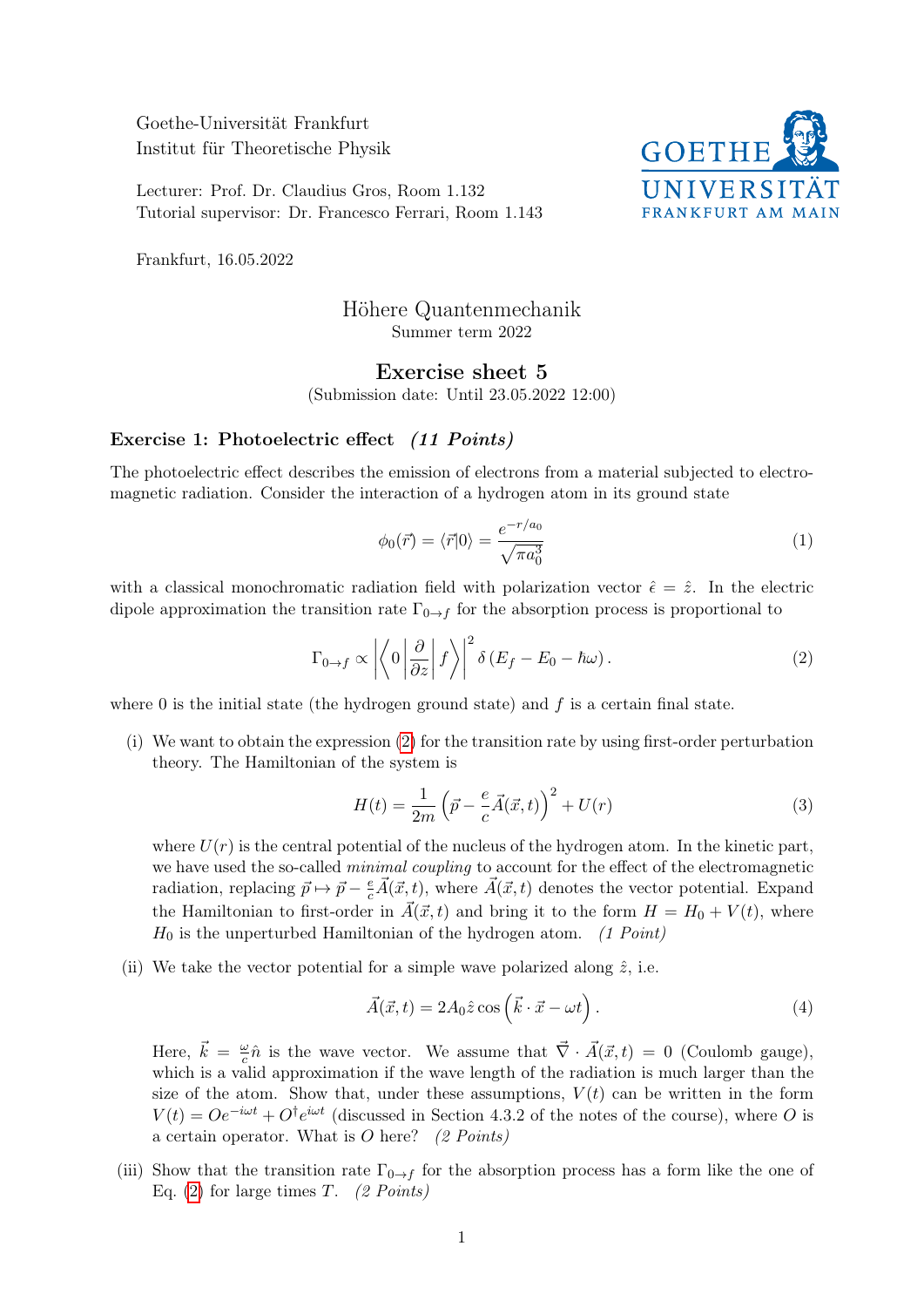Goethe-Universität Frankfurt
Institut für Theoretische Physik

Lecturer: Prof. Dr. Claudius Gros, Room 1.132
Tutorial supervisor: Dr. Francesco Ferrari, Room 1.143

Frankfurt, 16.05.2022

# Höhere Quantenmechanik

Summer term 2022

## Exercise sheet 5

(Submission date: Until 23.05.2022 12:00)

### Exercise 1: Photoelectric effect *(11 Points)*

The photoelectric effect describes the emission of electrons from a material subjected to electromagnetic radiation. Consider the interaction of a hydrogen atom in its ground state

$$\phi_0(\vec{r}) = \langle \vec{r} | 0 \rangle = \frac{e^{-r/a_0}}{\sqrt{\pi a_0^3}} \tag{1}$$

with a classical monochromatic radiation field with polarization vector $\hat{\epsilon} = \hat{z}$. In the electric dipole approximation the transition rate $\Gamma_{0\to f}$ for the absorption process is proportional to

$$\Gamma_{0\to f} \propto \left| \left\langle 0 \left| \frac{\partial}{\partial z} \right| f \right\rangle \right|^2 \delta\left(E_f - E_0 - \hbar\omega\right). \tag{2}$$

where 0 is the initial state (the hydrogen ground state) and $f$ is a certain final state.

(i) We want to obtain the expression (2) for the transition rate by using first-order perturbation theory. The Hamiltonian of the system is

$$H(t) = \frac{1}{2m}\left(\vec{p} - \frac{e}{c}\vec{A}(\vec{x},t)\right)^2 + U(r) \tag{3}$$

where $U(r)$ is the central potential of the nucleus of the hydrogen atom. In the kinetic part, we have used the so-called *minimal coupling* to account for the effect of the electromagnetic radiation, replacing $\vec{p} \mapsto \vec{p} - \frac{e}{c}\vec{A}(\vec{x},t)$, where $\vec{A}(\vec{x},t)$ denotes the vector potential. Expand the Hamiltonian to first-order in $\vec{A}(\vec{x},t)$ and bring it to the form $H = H_0 + V(t)$, where $H_0$ is the unperturbed Hamiltonian of the hydrogen atom. *(1 Point)*

(ii) We take the vector potential for a simple wave polarized along $\hat{z}$, i.e.

$$\vec{A}(\vec{x},t) = 2A_0\hat{z}\cos\left(\vec{k}\cdot\vec{x} - \omega t\right). \tag{4}$$

Here, $\vec{k} = \frac{\omega}{c}\hat{n}$ is the wave vector. We assume that $\vec{\nabla}\cdot\vec{A}(\vec{x},t) = 0$ (Coulomb gauge), which is a valid approximation if the wave length of the radiation is much larger than the size of the atom. Show that, under these assumptions, $V(t)$ can be written in the form $V(t) = Oe^{-i\omega t} + O^\dagger e^{i\omega t}$ (discussed in Section 4.3.2 of the notes of the course), where $O$ is a certain operator. What is $O$ here? *(2 Points)*

(iii) Show that the transition rate $\Gamma_{0\to f}$ for the absorption process has a form like the one of Eq. (2) for large times $T$. *(2 Points)*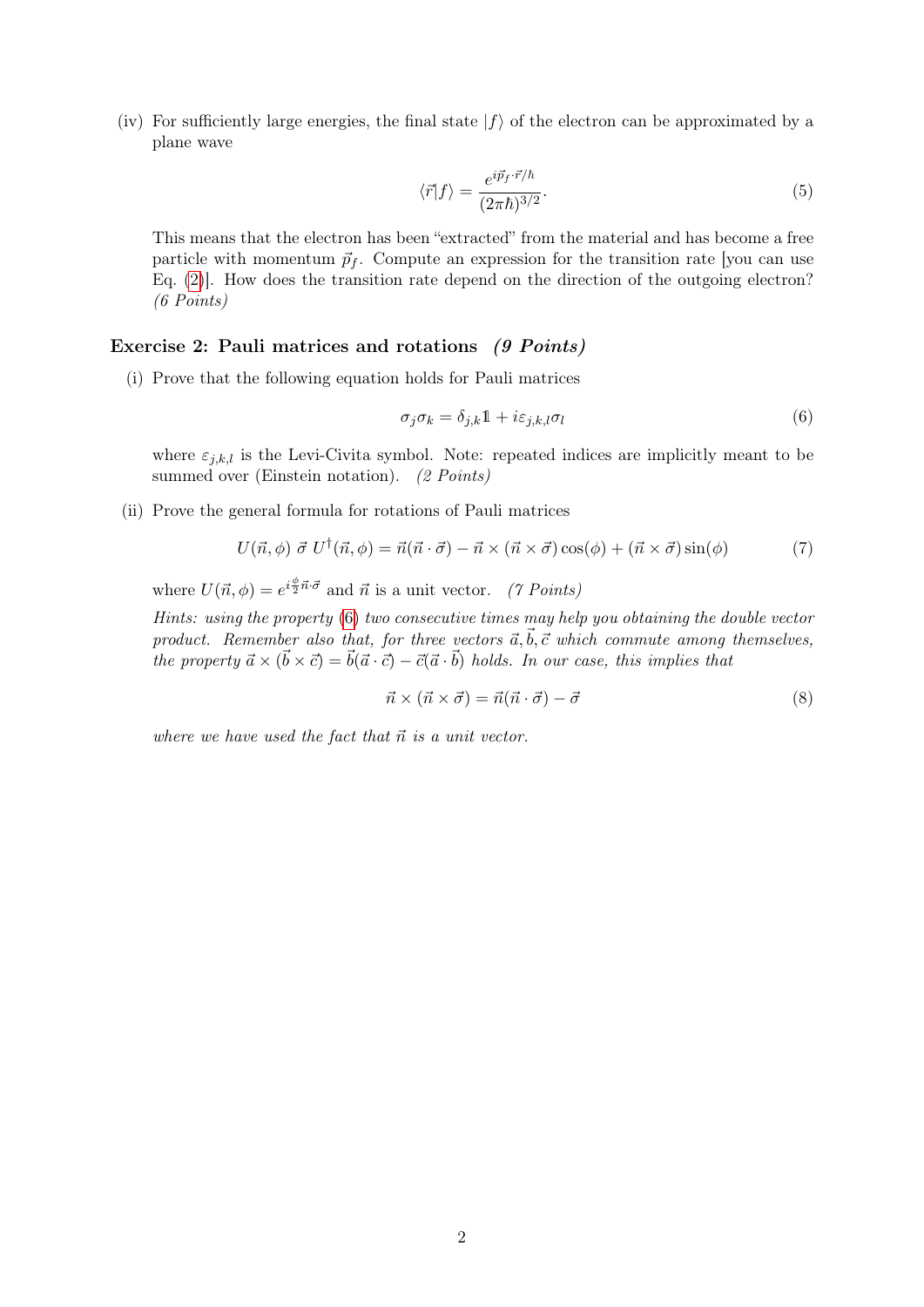(iv) For sufficiently large energies, the final state $|f\rangle$ of the electron can be approximated by a plane wave

$$\langle \vec{r}|f\rangle = \frac{e^{i\vec{p}_f\cdot\vec{r}/\hbar}}{(2\pi\hbar)^{3/2}}. \tag{5}$$

This means that the electron has been "extracted" from the material and has become a free particle with momentum $\vec{p}_f$. Compute an expression for the transition rate [you can use Eq. (2)]. How does the transition rate depend on the direction of the outgoing electron? *(6 Points)*

## Exercise 2: Pauli matrices and rotations *(9 Points)*

(i) Prove that the following equation holds for Pauli matrices

$$\sigma_j\sigma_k = \delta_{j,k}\mathbb{1} + i\varepsilon_{j,k,l}\sigma_l \tag{6}$$

where $\varepsilon_{j,k,l}$ is the Levi-Civita symbol. Note: repeated indices are implicitly meant to be summed over (Einstein notation). *(2 Points)*

(ii) Prove the general formula for rotations of Pauli matrices

$$U(\vec{n},\phi)\ \vec{\sigma}\ U^\dagger(\vec{n},\phi) = \vec{n}(\vec{n}\cdot\vec{\sigma}) - \vec{n}\times(\vec{n}\times\vec{\sigma})\cos(\phi) + (\vec{n}\times\vec{\sigma})\sin(\phi) \tag{7}$$

where $U(\vec{n},\phi) = e^{i\frac{\phi}{2}\vec{n}\cdot\vec{\sigma}}$ and $\vec{n}$ is a unit vector. *(7 Points)*

*Hints: using the property (6) two consecutive times may help you obtaining the double vector product. Remember also that, for three vectors $\vec{a},\vec{b},\vec{c}$ which commute among themselves, the property $\vec{a}\times(\vec{b}\times\vec{c}) = \vec{b}(\vec{a}\cdot\vec{c}) - \vec{c}(\vec{a}\cdot\vec{b})$ holds. In our case, this implies that*

$$\vec{n}\times(\vec{n}\times\vec{\sigma}) = \vec{n}(\vec{n}\cdot\vec{\sigma}) - \vec{\sigma} \tag{8}$$

*where we have used the fact that $\vec{n}$ is a unit vector.*